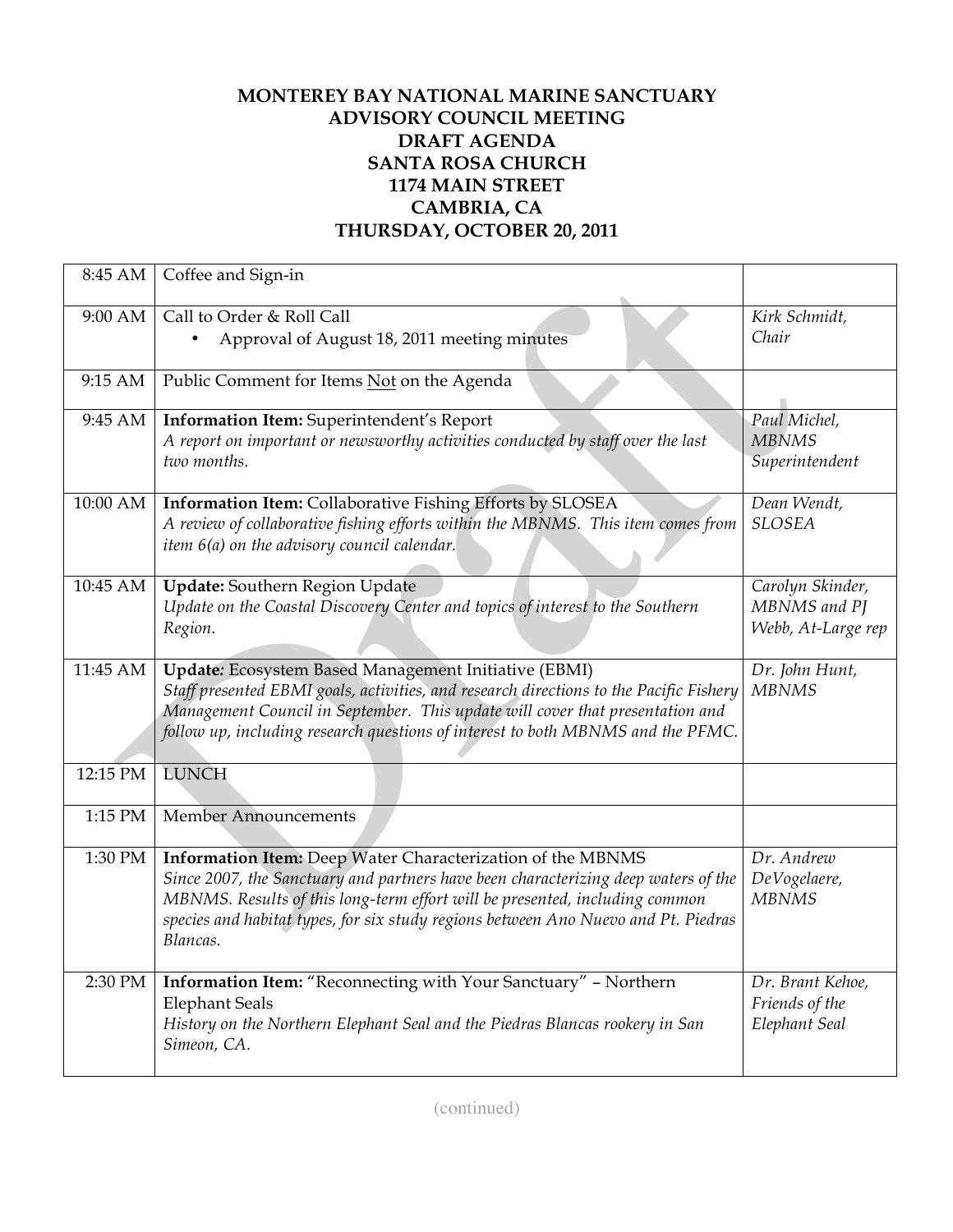# MONTEREY BAY NATIONAL MARINE SANCTUARY ADVISORY COUNCIL MEETING DRAFT AGENDA SANTA ROSA CHURCH 1174 MAIN STREET CAMBRIA, CA THURSDAY, OCTOBER 20, 2011

| | | |
|---|---|---|
| 8:45 AM | Coffee and Sign-in | |
| 9:00 AM | Call to Order & Roll Call<br>• Approval of August 18, 2011 meeting minutes | *Kirk Schmidt, Chair* |
| 9:15 AM | Public Comment for Items Not on the Agenda | |
| 9:45 AM | **Information Item:** Superintendent's Report<br>*A report on important or newsworthy activities conducted by staff over the last two months.* | *Paul Michel, MBNMS Superintendent* |
| 10:00 AM | **Information Item:** Collaborative Fishing Efforts by SLOSEA<br>*A review of collaborative fishing efforts within the MBNMS. This item comes from item 6(a) on the advisory council calendar.* | *Dean Wendt, SLOSEA* |
| 10:45 AM | **Update:** Southern Region Update<br>*Update on the Coastal Discovery Center and topics of interest to the Southern Region.* | *Carolyn Skinder, MBNMS and PJ Webb, At-Large rep* |
| 11:45 AM | **Update:** Ecosystem Based Management Initiative (EBMI)<br>*Staff presented EBMI goals, activities, and research directions to the Pacific Fishery Management Council in September. This update will cover that presentation and follow up, including research questions of interest to both MBNMS and the PFMC.* | *Dr. John Hunt, MBNMS* |
| 12:15 PM | LUNCH | |
| 1:15 PM | Member Announcements | |
| 1:30 PM | **Information Item:** Deep Water Characterization of the MBNMS<br>*Since 2007, the Sanctuary and partners have been characterizing deep waters of the MBNMS. Results of this long-term effort will be presented, including common species and habitat types, for six study regions between Ano Nuevo and Pt. Piedras Blancas.* | *Dr. Andrew DeVogelaere, MBNMS* |
| 2:30 PM | **Information Item:** "Reconnecting with Your Sanctuary" – Northern Elephant Seals<br>*History on the Northern Elephant Seal and the Piedras Blancas rookery in San Simeon, CA.* | *Dr. Brant Kehoe, Friends of the Elephant Seal* |

(continued)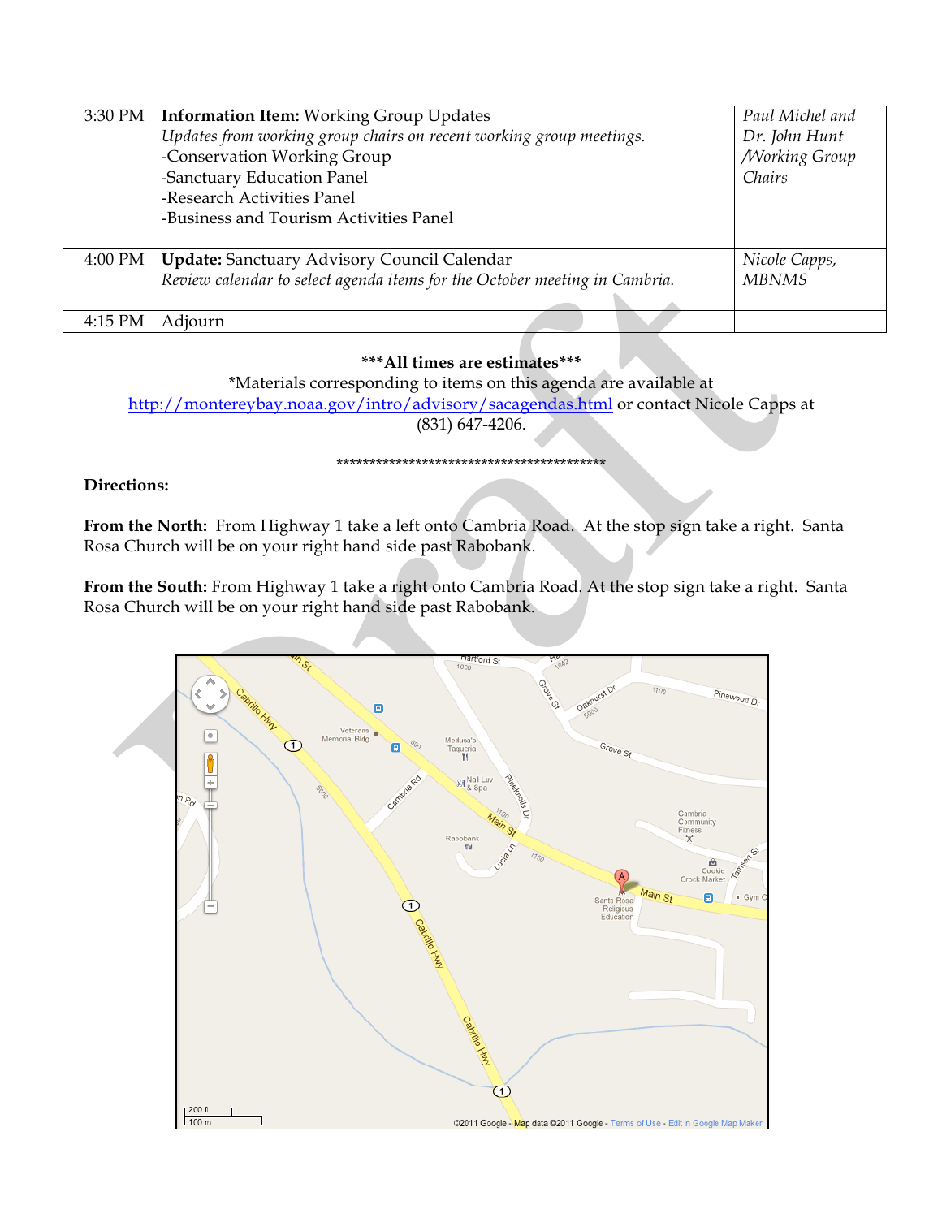| | | |
|---|---|---|
| 3:30 PM | **Information Item:** Working Group Updates<br>*Updates from working group chairs on recent working group meetings.*<br>-Conservation Working Group<br>-Sanctuary Education Panel<br>-Research Activities Panel<br>-Business and Tourism Activities Panel | *Paul Michel and Dr. John Hunt /Working Group Chairs* |
| 4:00 PM | **Update:** Sanctuary Advisory Council Calendar<br>*Review calendar to select agenda items for the October meeting in Cambria.* | *Nicole Capps, MBNMS* |
| 4:15 PM | Adjourn | |

**\*\*\*All times are estimates\*\*\***

\*Materials corresponding to items on this agenda are available at http://montereybay.noaa.gov/intro/advisory/sacagendas.html or contact Nicole Capps at (831) 647-4206.

\*\*\*\*\*\*\*\*\*\*\*\*\*\*\*\*\*\*\*\*\*\*\*\*\*\*\*\*\*\*\*\*\*\*\*\*\*\*\*\*\*\*\*

**Directions:**

**From the North:** From Highway 1 take a left onto Cambria Road. At the stop sign take a right. Santa Rosa Church will be on your right hand side past Rabobank.

**From the South:** From Highway 1 take a right onto Cambria Road. At the stop sign take a right. Santa Rosa Church will be on your right hand side past Rabobank.